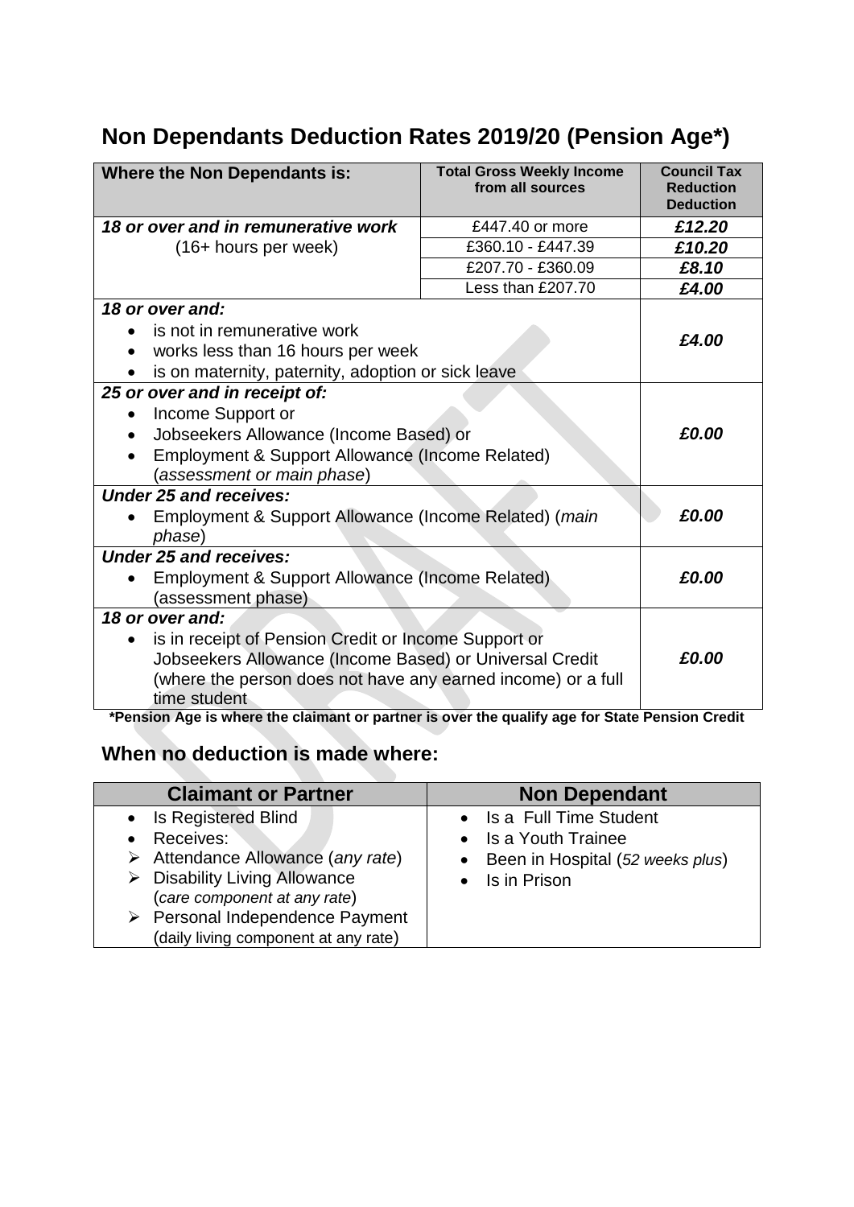# Non Dependants Deduction Rates 2019/20 (Pension Age*)

| Where the Non Dependants is: | Total Gross Weekly Income from all sources | Council Tax Reduction Deduction |
|---|---|---|
| ***18 or over and in remunerative work*** (16+ hours per week) | £447.40 or more | ***£12.20*** |
| | £360.10 - £447.39 | ***£10.20*** |
| | £207.70 - £360.09 | ***£8.10*** |
| | Less than £207.70 | ***£4.00*** |
| ***18 or over and:*** <br>• is not in remunerative work <br>• works less than 16 hours per week <br>• is on maternity, paternity, adoption or sick leave | | ***£4.00*** |
| ***25 or over and in receipt of:*** <br>• Income Support or <br>• Jobseekers Allowance (Income Based) or <br>• Employment & Support Allowance (Income Related) (*assessment or main phase*) | | ***£0.00*** |
| ***Under 25 and receives:*** <br>• Employment & Support Allowance (Income Related) (*main phase*) | | ***£0.00*** |
| ***Under 25 and receives:*** <br>• Employment & Support Allowance (Income Related) (assessment phase) | | ***£0.00*** |
| ***18 or over and:*** <br>• is in receipt of Pension Credit or Income Support or Jobseekers Allowance (Income Based) or Universal Credit (where the person does not have any earned income) or a full time student | | ***£0.00*** |

**\*Pension Age is where the claimant or partner is over the qualify age for State Pension Credit**

## When no deduction is made where:

| Claimant or Partner | Non Dependant |
|---|---|
| • Is Registered Blind <br>• Receives: <br>➢ Attendance Allowance (*any rate*) <br>➢ Disability Living Allowance (*care component at any rate*) <br>➢ Personal Independence Payment (daily living component at any rate) | • Is a Full Time Student <br>• Is a Youth Trainee <br>• Been in Hospital (*52 weeks plus*) <br>• Is in Prison |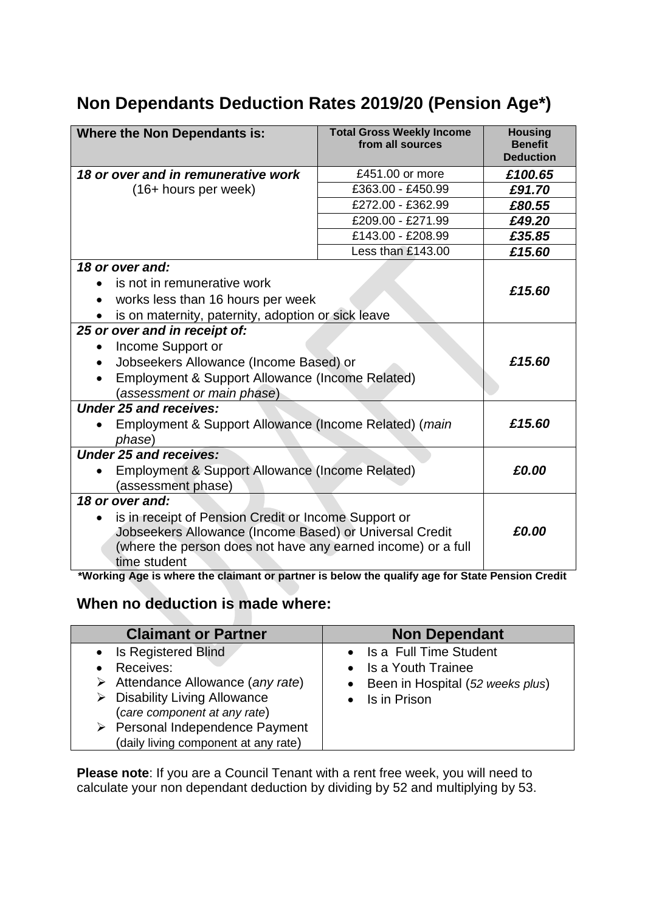# Non Dependants Deduction Rates 2019/20 (Pension Age*)

| Where the Non Dependants is: | Total Gross Weekly Income from all sources | Housing Benefit Deduction |
|---|---|---|
| ***18 or over and in remunerative work*** (16+ hours per week) | £451.00 or more | ***£100.65*** |
| | £363.00 - £450.99 | ***£91.70*** |
| | £272.00 - £362.99 | ***£80.55*** |
| | £209.00 - £271.99 | ***£49.20*** |
| | £143.00 - £208.99 | ***£35.85*** |
| | Less than £143.00 | ***£15.60*** |
| ***18 or over and:*** • is not in remunerative work • works less than 16 hours per week • is on maternity, paternity, adoption or sick leave | | ***£15.60*** |
| ***25 or over and in receipt of:*** • Income Support or • Jobseekers Allowance (Income Based) or • Employment & Support Allowance (Income Related) (*assessment or main phase*) | | ***£15.60*** |
| ***Under 25 and receives:*** • Employment & Support Allowance (Income Related) (*main phase*) | | ***£15.60*** |
| ***Under 25 and receives:*** • Employment & Support Allowance (Income Related) (assessment phase) | | ***£0.00*** |
| ***18 or over and:*** • is in receipt of Pension Credit or Income Support or Jobseekers Allowance (Income Based) or Universal Credit (where the person does not have any earned income) or a full time student | | ***£0.00*** |

***Working Age is where the claimant or partner is below the qualify age for State Pension Credit**

## When no deduction is made where:

| Claimant or Partner | Non Dependant |
|---|---|
| • Is Registered Blind<br>• Receives:<br>➢ Attendance Allowance (*any rate*)<br>➢ Disability Living Allowance (*care component at any rate*)<br>➢ Personal Independence Payment (daily living component at any rate) | • Is a Full Time Student<br>• Is a Youth Trainee<br>• Been in Hospital (*52 weeks plus*)<br>• Is in Prison |

**Please note**: If you are a Council Tenant with a rent free week, you will need to calculate your non dependant deduction by dividing by 52 and multiplying by 53.